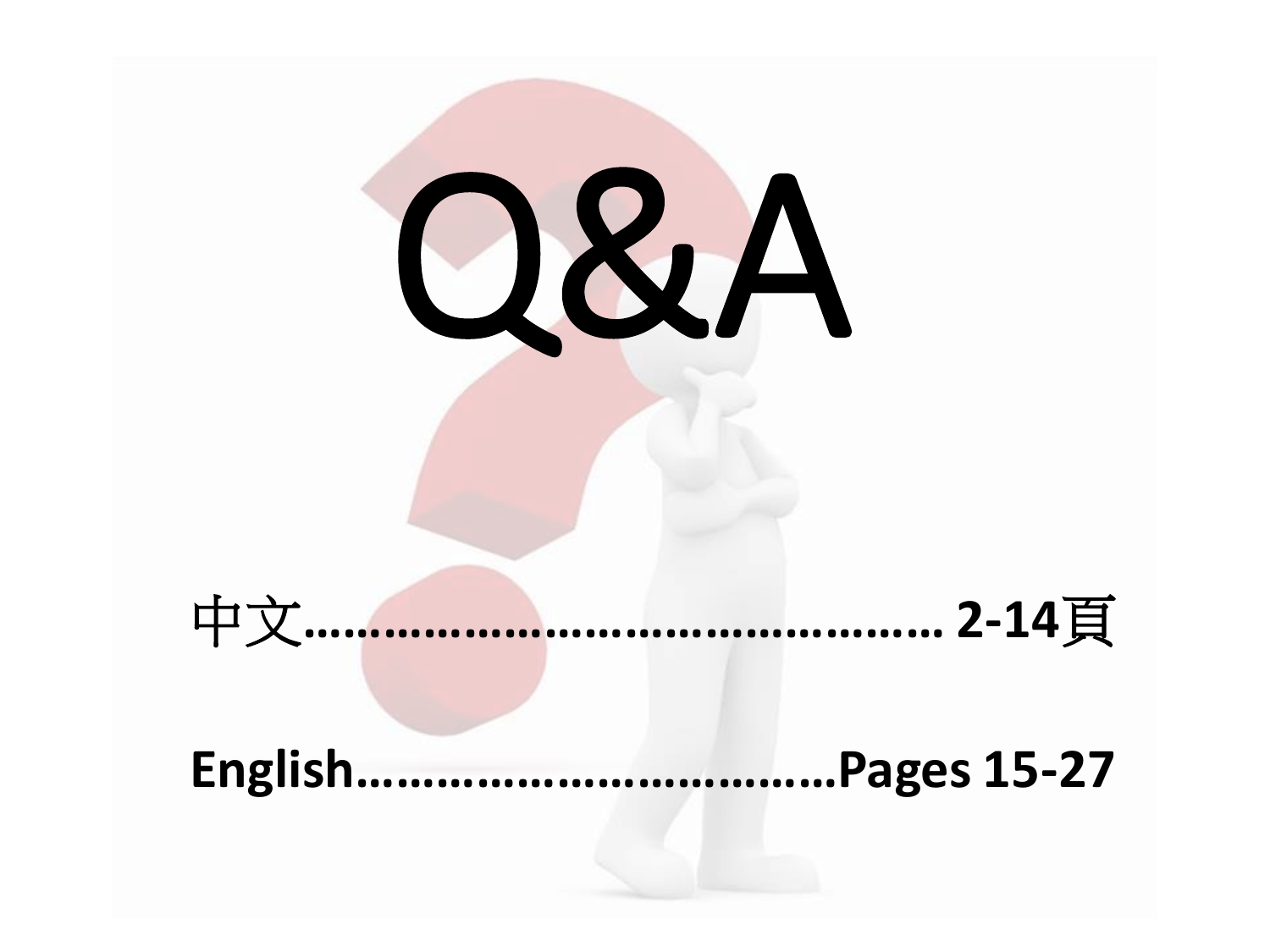# Q&A

中文……………………………………… **2-14頁**

**English………………………………Pages 15-27**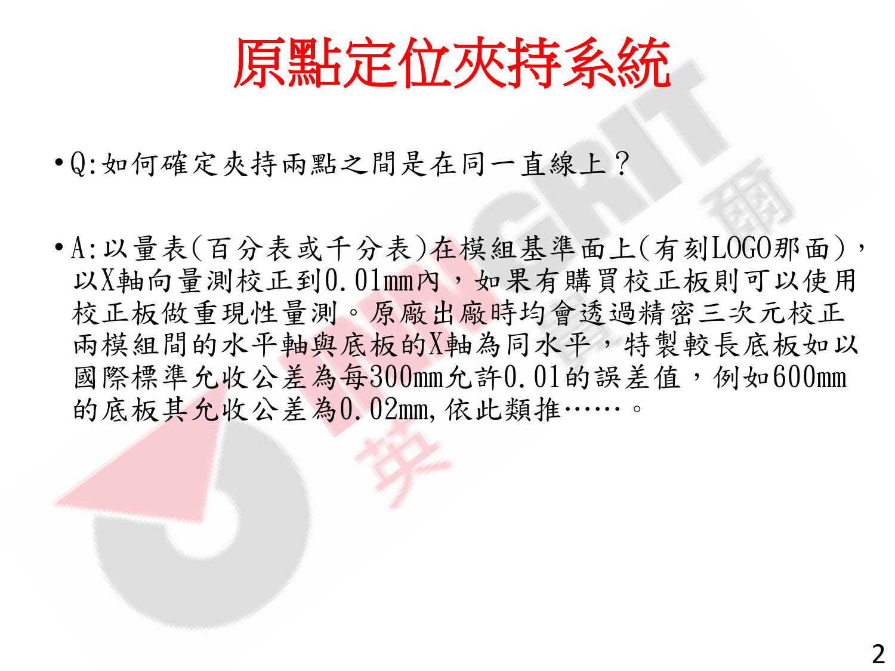# 原點定位夾持系統

- Q:如何確定夾持兩點之間是在同一直線上？

- A:以量表(百分表或千分表)在模組基準面上(有刻LOGO那面)，以X軸向量測校正到0.01mm內，如果有購買校正板則可以使用校正板做重現性量測。原廠出廠時均會透過精密三次元校正兩模組間的水平軸與底板的X軸為同水平，特製較長底板如以國際標準允收公差為每300mm允許0.01的誤差值，例如600mm的底板其允收公差為0.02mm,依此類推……。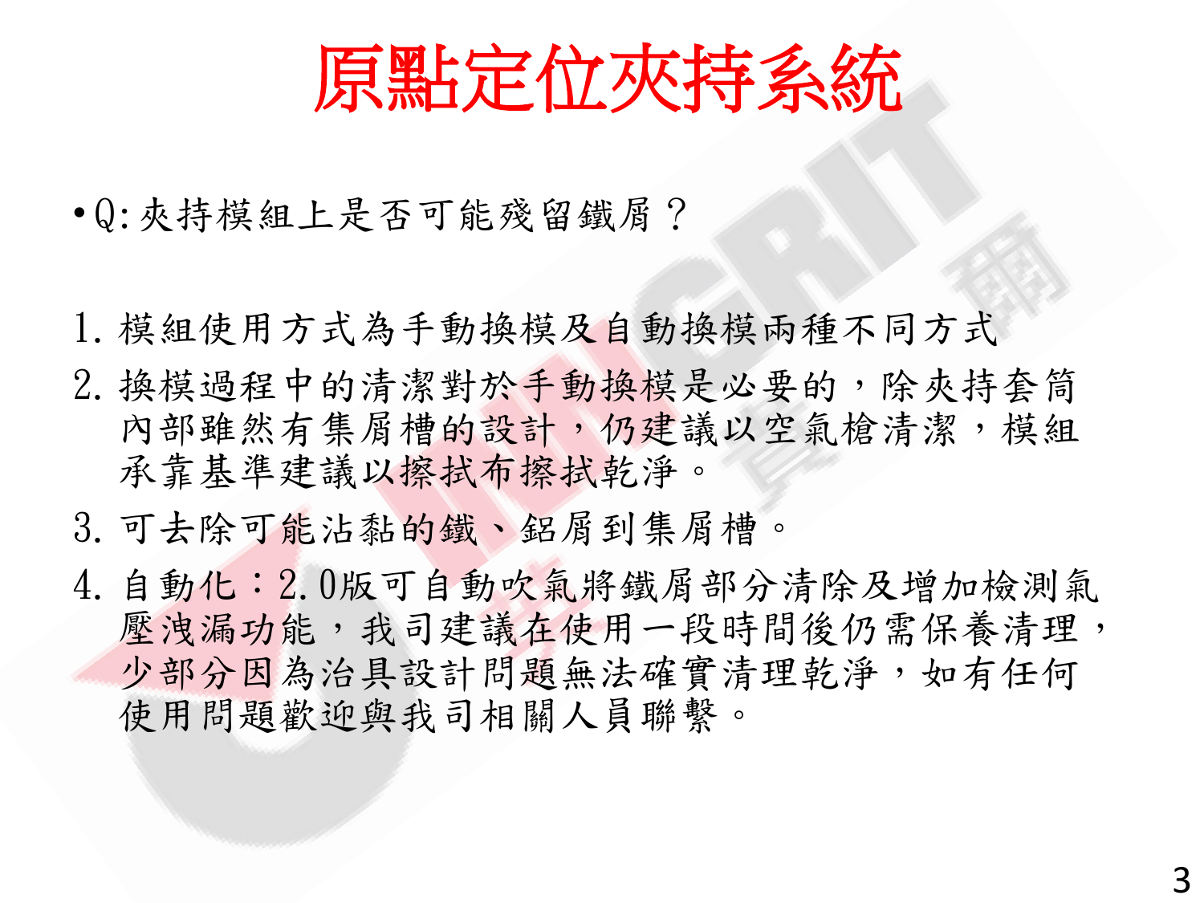# 原點定位夾持系統

- Q:夾持模組上是否可能殘留鐵屑？

1. 模組使用方式為手動換模及自動換模兩種不同方式
2. 換模過程中的清潔對於手動換模是必要的，除夾持套筒內部雖然有集屑槽的設計，仍建議以空氣槍清潔，模組承靠基準建議以擦拭布擦拭乾淨。
3. 可去除可能沾黏的鐵、鋁屑到集屑槽。
4. 自動化：2.0版可自動吹氣將鐵屑部分清除及增加檢測氣壓洩漏功能，我司建議在使用一段時間後仍需保養清理，少部分因為治具設計問題無法確實清理乾淨，如有任何使用問題歡迎與我司相關人員聯繫。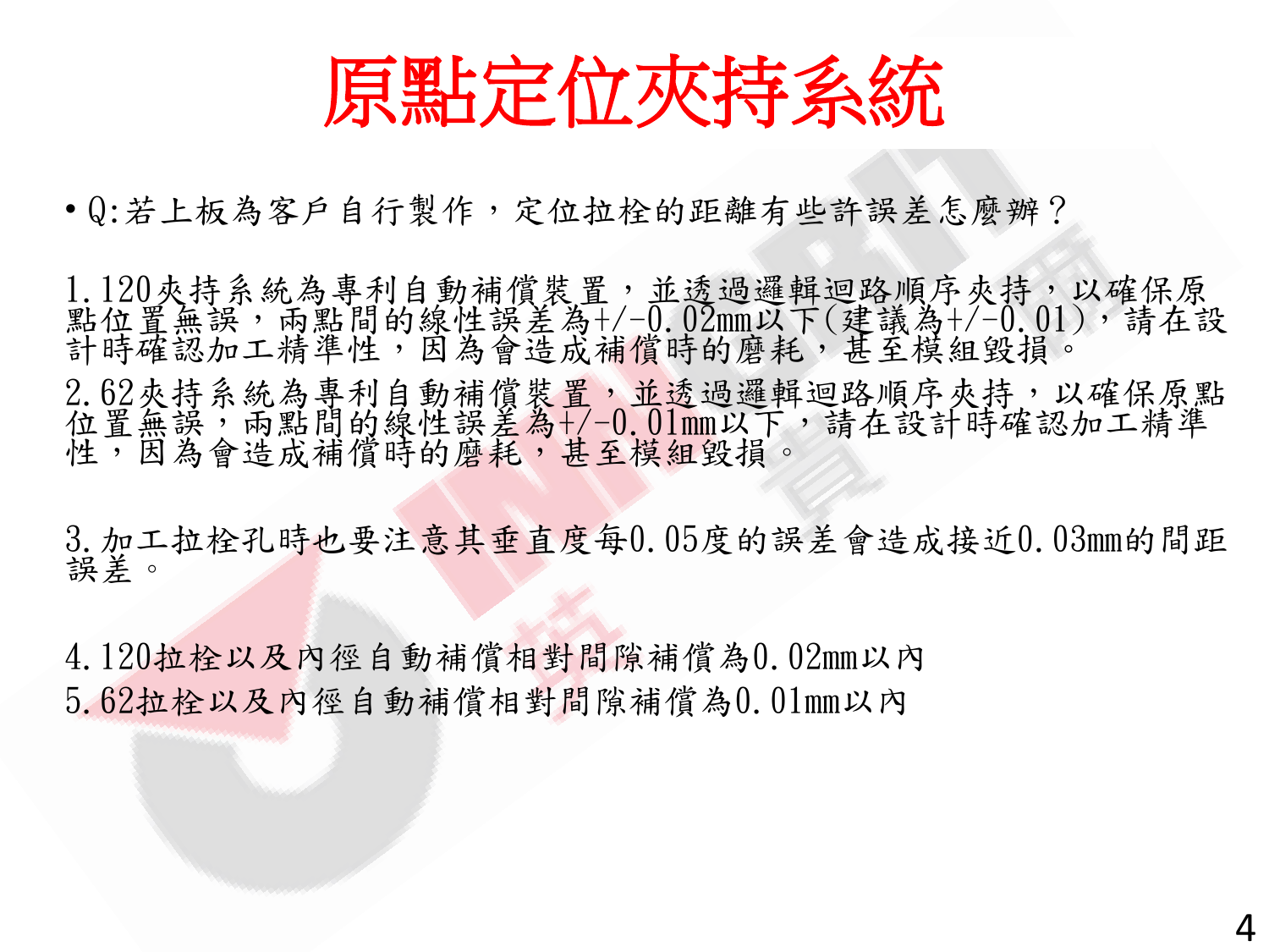# 原點定位夾持系統

- Q:若上板為客戶自行製作，定位拉栓的距離有些許誤差怎麼辦？

1.120夾持系統為專利自動補償裝置，並透過邏輯迴路順序夾持，以確保原點位置無誤，兩點間的線性誤差為+/-0.02mm以下(建議為+/-0.01)，請在設計時確認加工精準性，因為會造成補償時的磨耗，甚至模組毀損。

2.62夾持系統為專利自動補償裝置，並透過邏輯迴路順序夾持，以確保原點位置無誤，兩點間的線性誤差為+/-0.01mm以下，請在設計時確認加工精準性，因為會造成補償時的磨耗，甚至模組毀損。

3.加工拉栓孔時也要注意其垂直度每0.05度的誤差會造成接近0.03mm的間距誤差。

4.120拉栓以及內徑自動補償相對間隙補償為0.02mm以內

5.62拉栓以及內徑自動補償相對間隙補償為0.01mm以內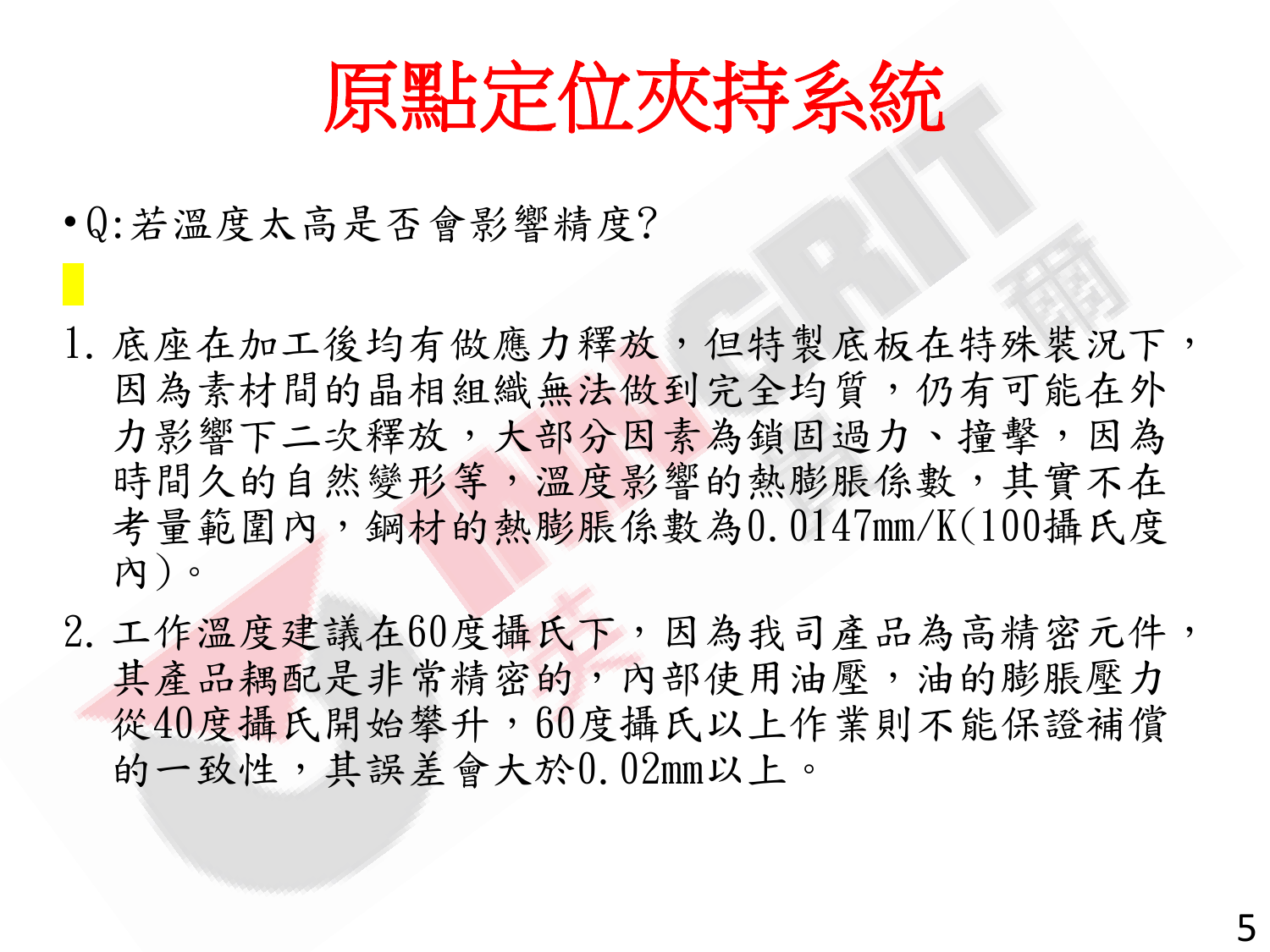# 原點定位夾持系統

- Q:若溫度太高是否會影響精度?

1. 底座在加工後均有做應力釋放，但特製底板在特殊裝況下，因為素材間的晶相組織無法做到完全均質，仍有可能在外力影響下二次釋放，大部分因素為鎖固過力、撞擊，因為時間久的自然變形等，溫度影響的熱膨脹係數，其實不在考量範圍內，鋼材的熱膨脹係數為0.0147mm/K(100攝氏度內)。
2. 工作溫度建議在60度攝氏下，因為我司產品為高精密元件，其產品耦配是非常精密的，內部使用油壓，油的膨脹壓力從40度攝氏開始攀升，60度攝氏以上作業則不能保證補償的一致性，其誤差會大於0.02mm以上。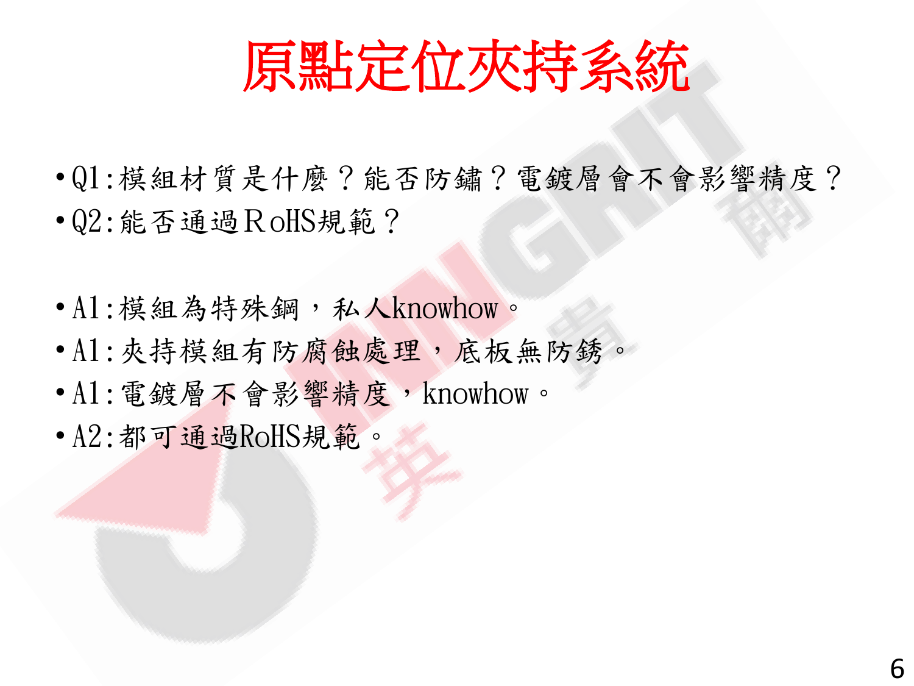# 原點定位夾持系統

- Q1:模組材質是什麼？能否防鏽？電鍍層會不會影響精度？
- Q2:能否通過RoHS規範？

- A1:模組為特殊鋼，私人knowhow。
- A1:夾持模組有防腐蝕處理，底板無防銹。
- A1:電鍍層不會影響精度，knowhow。
- A2:都可通過RoHS規範。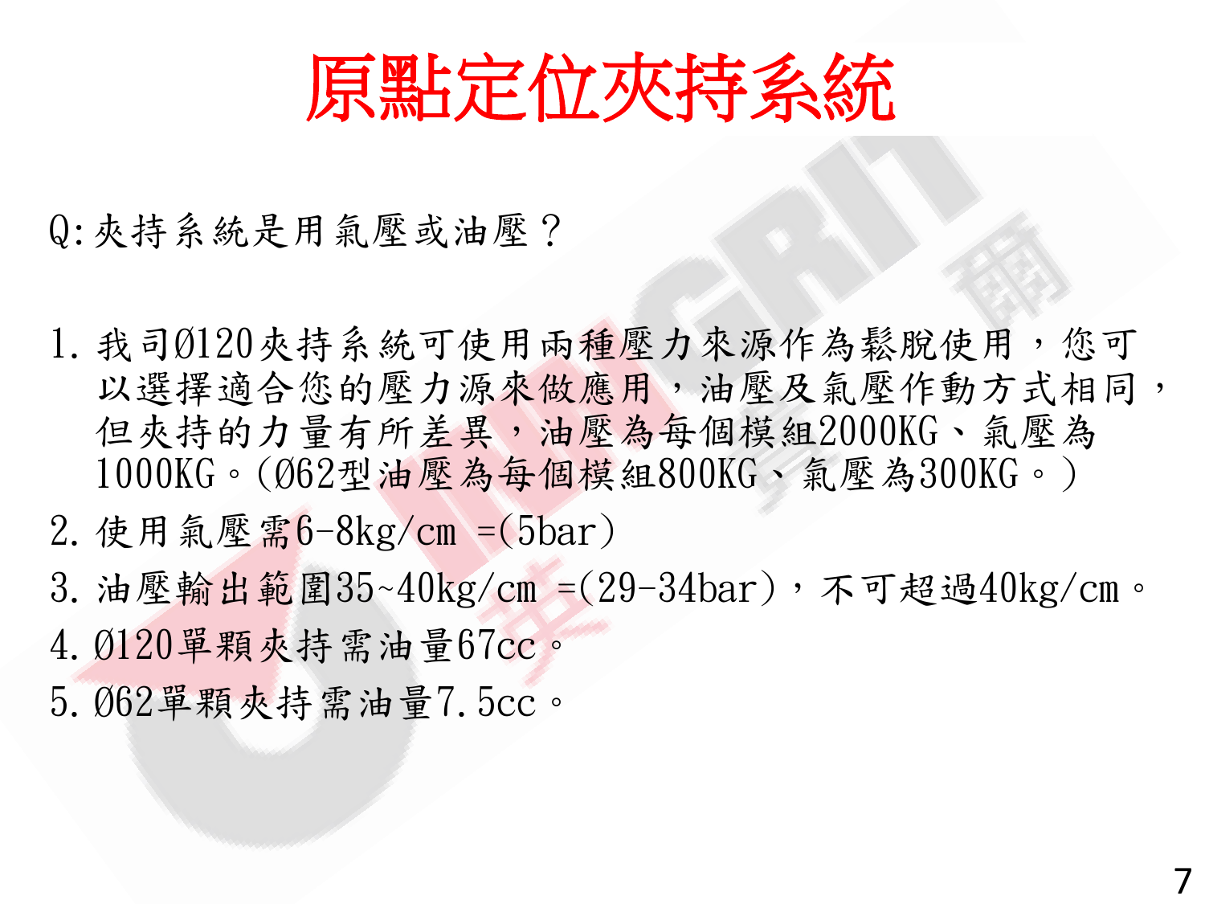# 原點定位夾持系統

Q:夾持系統是用氣壓或油壓？

1. 我司Ø120夾持系統可使用兩種壓力來源作為鬆脫使用，您可以選擇適合您的壓力源來做應用，油壓及氣壓作動方式相同，但夾持的力量有所差異，油壓為每個模組2000KG、氣壓為1000KG。(Ø62型油壓為每個模組800KG、氣壓為300KG。)
2. 使用氣壓需6-8kg/cm =(5bar)
3. 油壓輸出範圍35~40kg/cm =(29-34bar)，不可超過40kg/cm。
4. Ø120單顆夾持需油量67cc。
5. Ø62單顆夾持需油量7.5cc。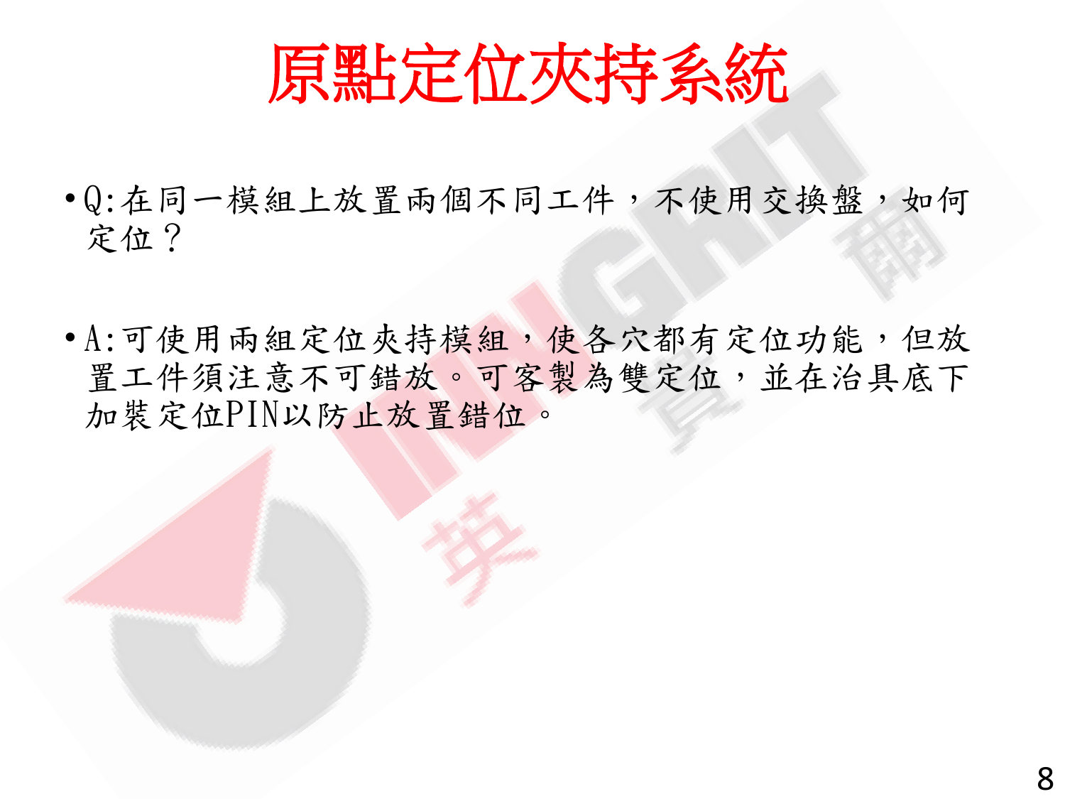# 原點定位夾持系統

- Q:在同一模組上放置兩個不同工件，不使用交換盤，如何定位？

- A:可使用兩組定位夾持模組，使各穴都有定位功能，但放置工件須注意不可錯放。可客製為雙定位，並在治具底下加裝定位PIN以防止放置錯位。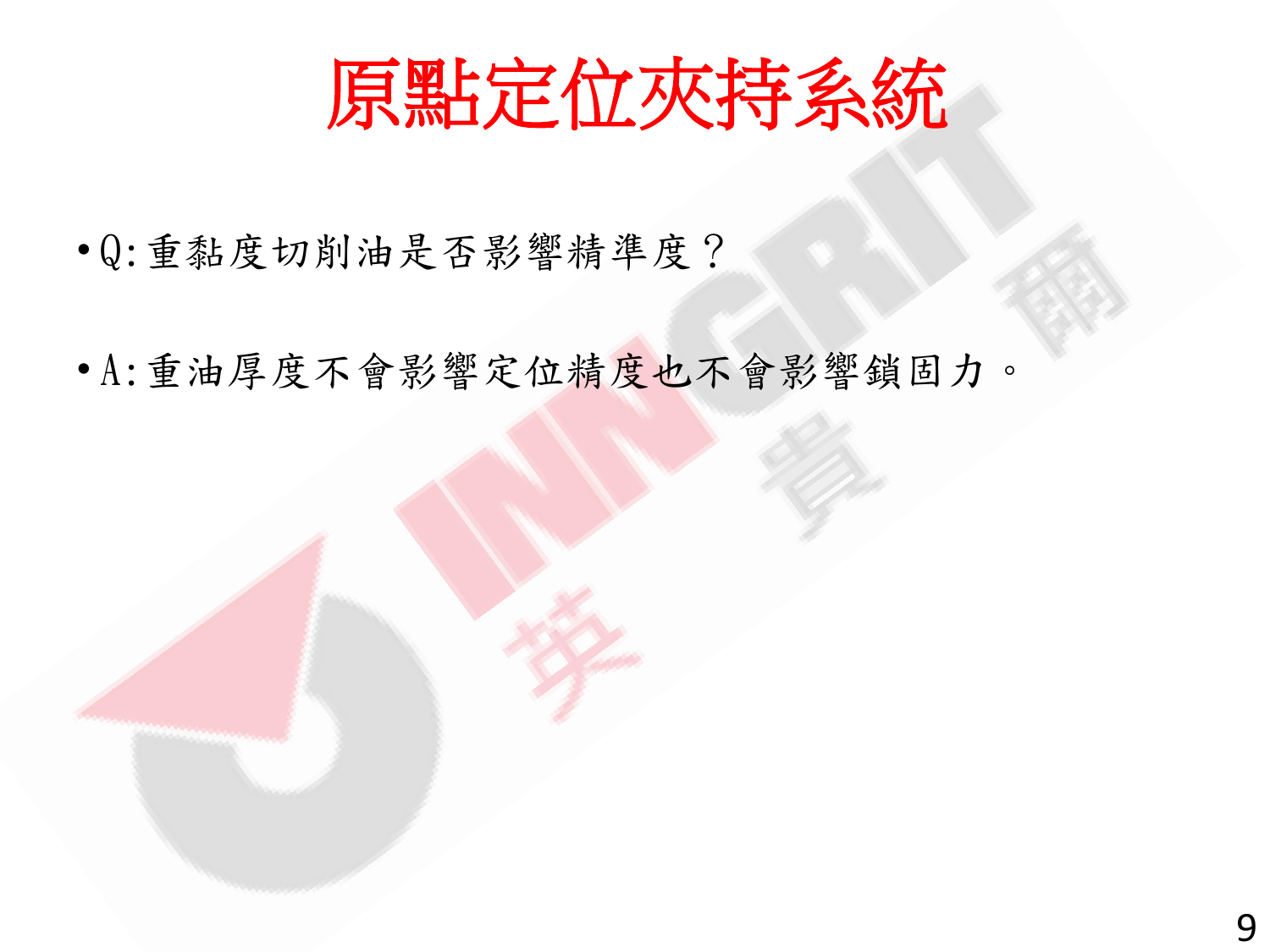# 原點定位夾持系統

- Q:重黏度切削油是否影響精準度？

- A:重油厚度不會影響定位精度也不會影響鎖固力。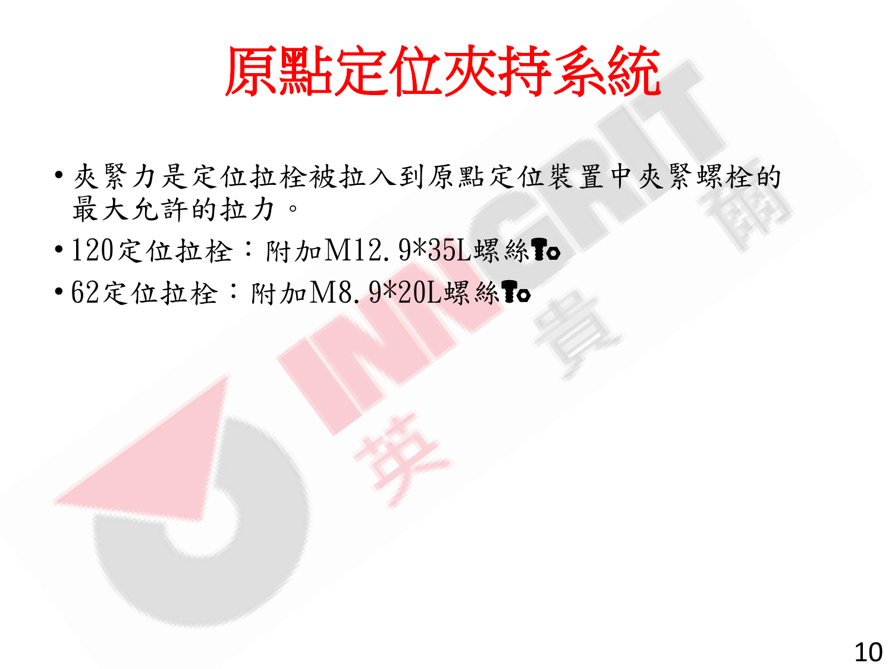# 原點定位夾持系統

- 夾緊力是定位拉栓被拉入到原點定位裝置中夾緊螺栓的最大允許的拉力。
- 120定位拉栓：附加M12.9*35L螺絲
- 62定位拉栓：附加M8.9*20L螺絲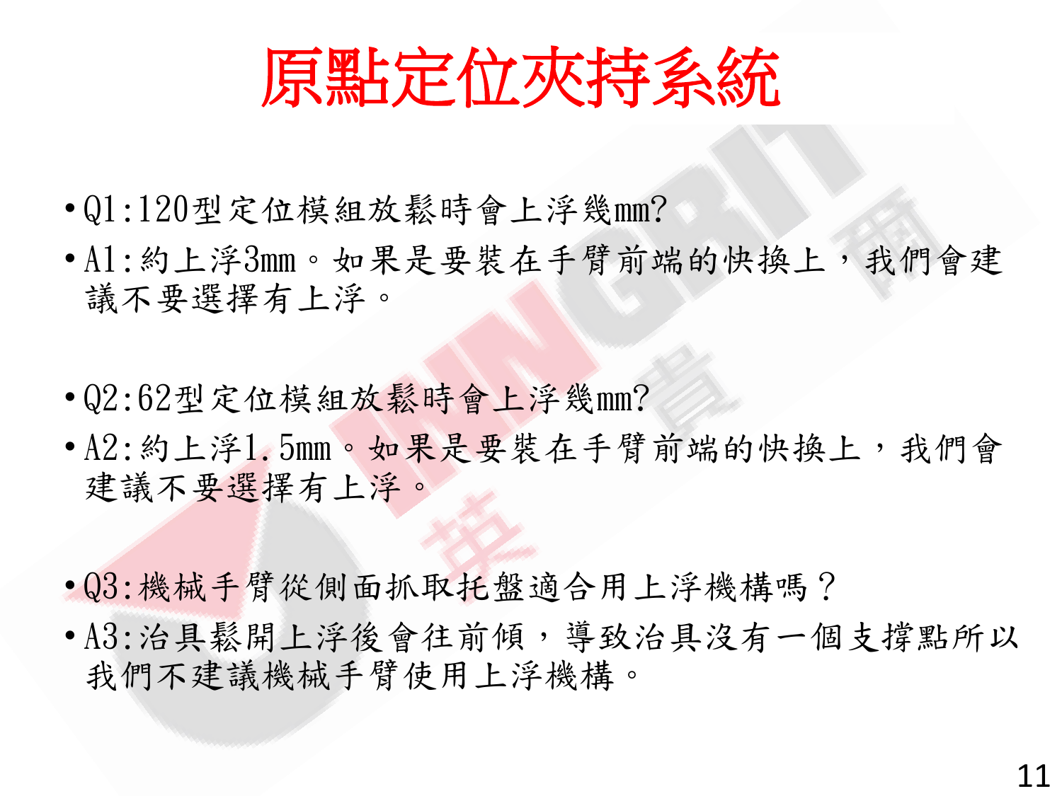# 原點定位夾持系統

- Q1:120型定位模組放鬆時會上浮幾mm?
- A1:約上浮3mm。如果是要裝在手臂前端的快換上，我們會建議不要選擇有上浮。

- Q2:62型定位模組放鬆時會上浮幾mm?
- A2:約上浮1.5mm。如果是要裝在手臂前端的快換上，我們會建議不要選擇有上浮。

- Q3:機械手臂從側面抓取托盤適合用上浮機構嗎？
- A3:治具鬆開上浮後會往前傾，導致治具沒有一個支撐點所以我們不建議機械手臂使用上浮機構。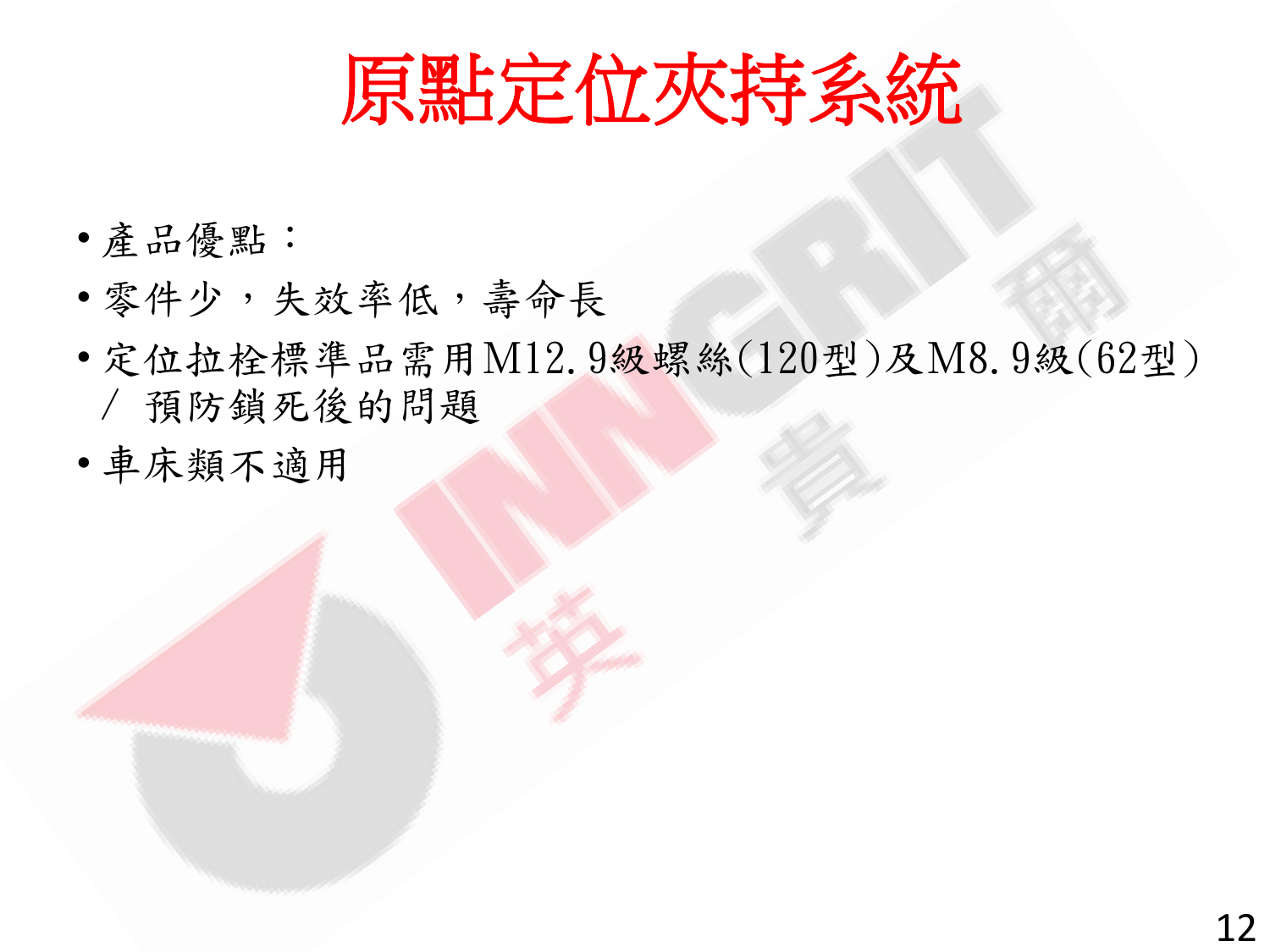# 原點定位夾持系統

- 產品優點：
- 零件少，失效率低，壽命長
- 定位拉栓標準品需用M12.9級螺絲(120型)及M8.9級(62型) / 預防鎖死後的問題
- 車床類不適用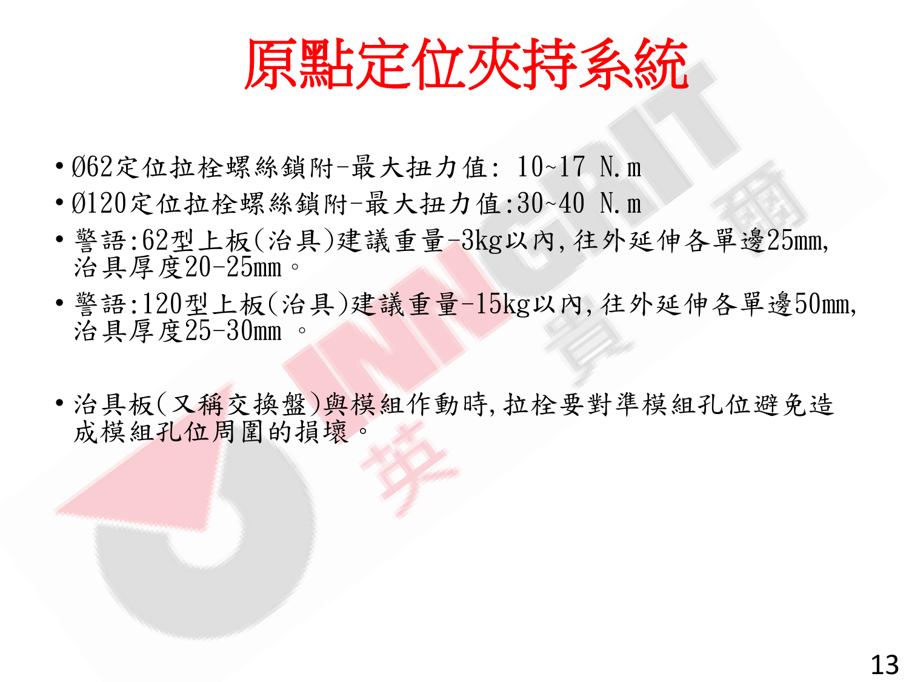# 原點定位夾持系統

- Ø62定位拉栓螺絲鎖附-最大扭力值: 10~17 N.m
- Ø120定位拉栓螺絲鎖附-最大扭力值:30~40 N.m
- 警語:62型上板(治具)建議重量-3kg以內,往外延伸各單邊25mm,治具厚度20-25mm。
- 警語:120型上板(治具)建議重量-15kg以內,往外延伸各單邊50mm,治具厚度25-30mm 。

- 治具板(又稱交換盤)與模組作動時,拉栓要對準模組孔位避免造成模組孔位周圍的損壞。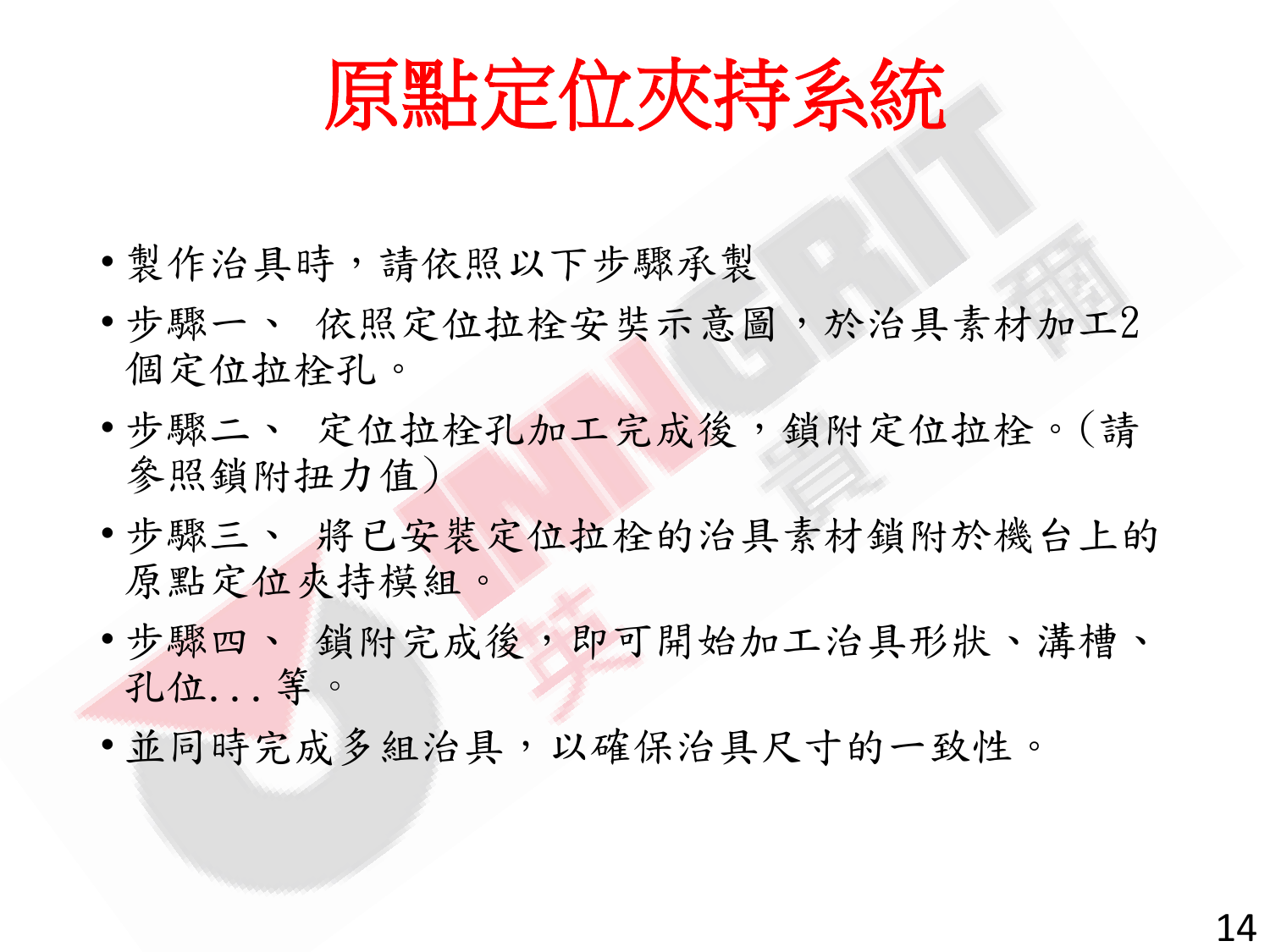# 原點定位夾持系統

- 製作治具時，請依照以下步驟承製
- 步驟一、 依照定位拉栓安奘示意圖，於治具素材加工2個定位拉栓孔。
- 步驟二、 定位拉栓孔加工完成後，鎖附定位拉栓。（請參照鎖附扭力值）
- 步驟三、 將已安裝定位拉栓的治具素材鎖附於機台上的原點定位夾持模組。
- 步驟四、 鎖附完成後，即可開始加工治具形狀、溝槽、孔位...等。
- 並同時完成多組治具，以確保治具尺寸的一致性。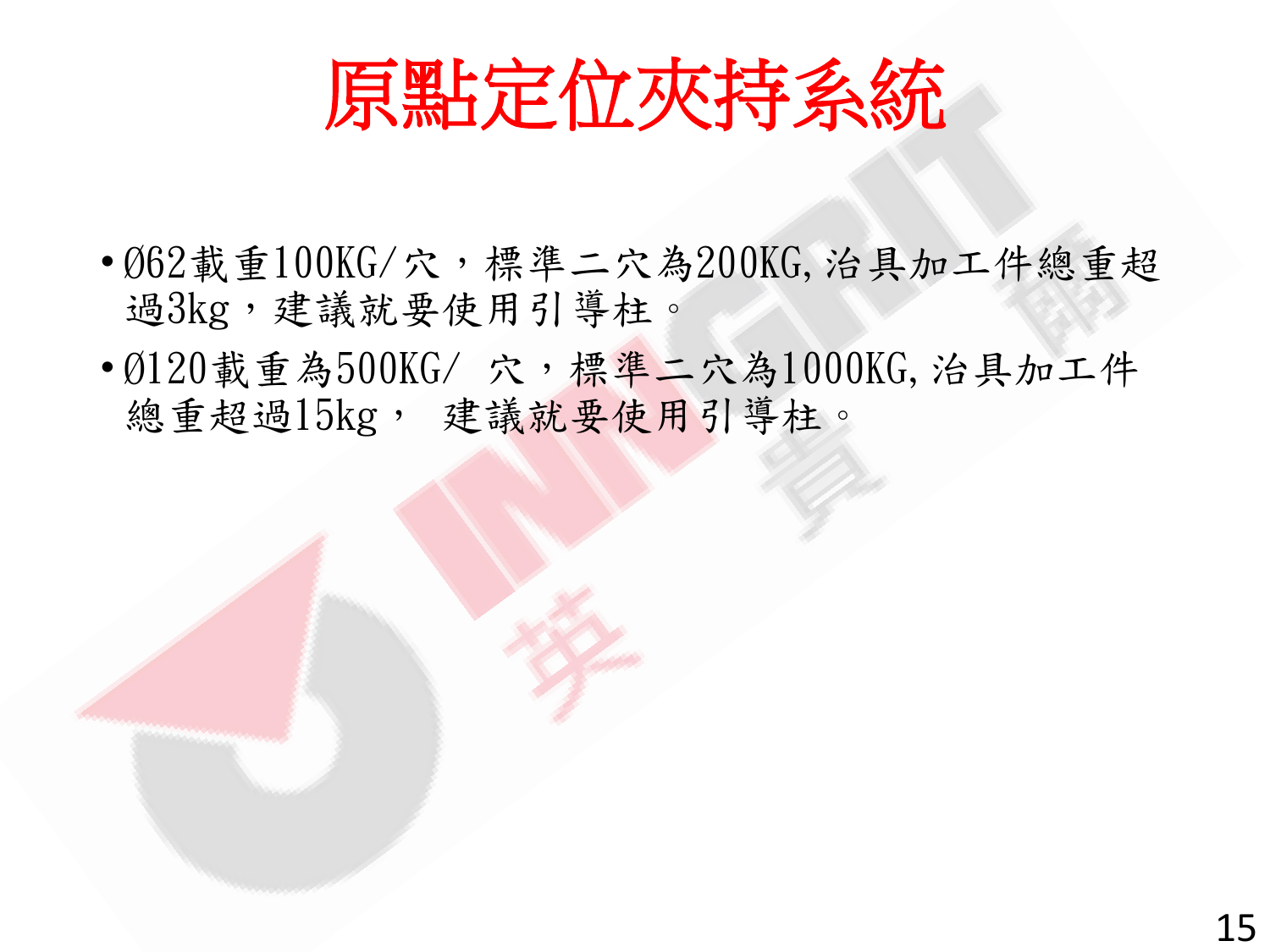# 原點定位夾持系統

- Ø62載重100KG/穴，標準二穴為200KG,治具加工件總重超過3kg，建議就要使用引導柱。
- Ø120載重為500KG/ 穴，標準二穴為1000KG,治具加工件總重超過15kg， 建議就要使用引導柱。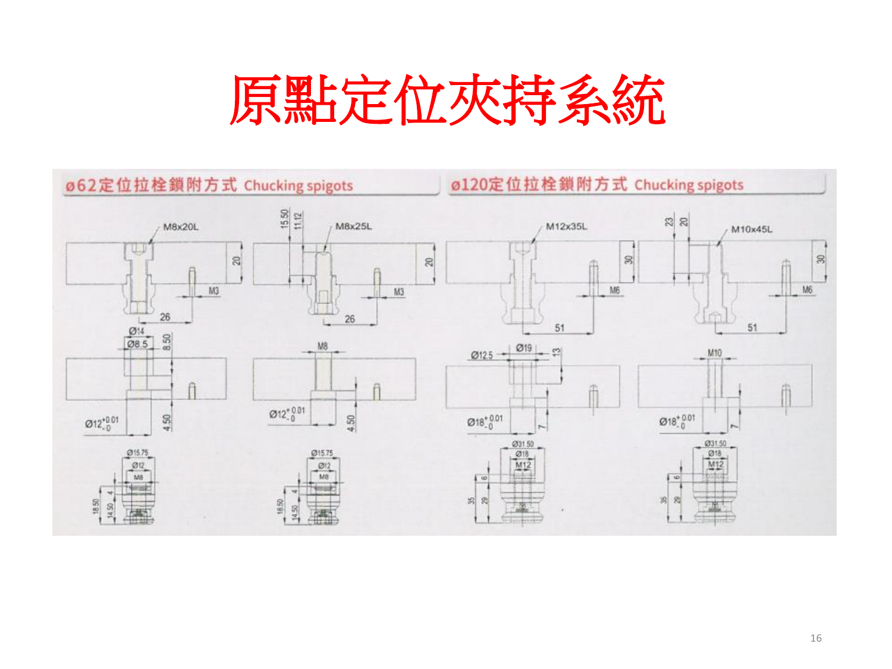# 原點定位夾持系統

## ø62定位拉栓鎖附方式 Chucking spigots

M8x20L

20

M3

26

Ø14

Ø8.5

8.50

$Ø12^{+0.01}_{-0}$

4.50

15.50

11.12

M8x25L

20

M3

26

M8

$Ø12^{+0.01}_{-0}$

4.50

Ø15.75

Ø12

M8

18.50

14.50

4

Ø15.75

Ø12

M8

18.50

14.50

4

## ø120定位拉栓鎖附方式 Chucking spigots

M12x35L

30

M6

51

Ø12.5

Ø19

13

$Ø18^{+0.01}_{-0}$

7

23

20

M10x45L

30

M6

51

M10

$Ø18^{+0.01}_{-0}$

7

Ø31.50

Ø18

M12

6

35

29

Ø31.50

Ø18

M12

6

35

29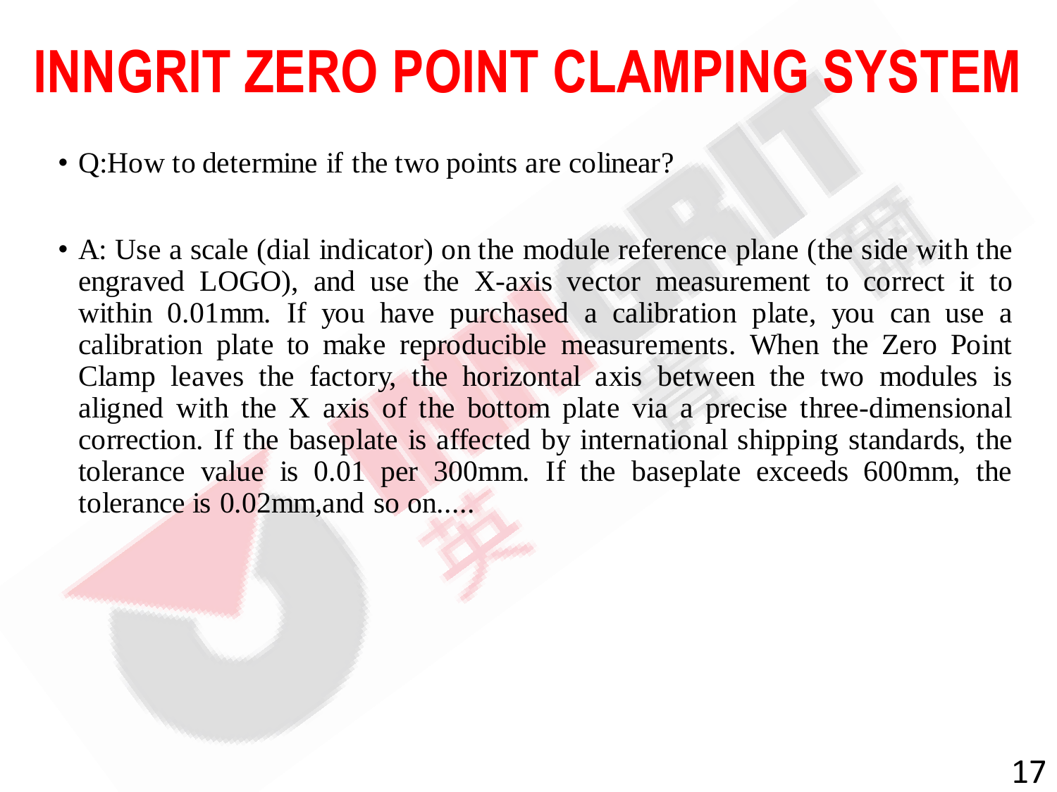# INNGRIT ZERO POINT CLAMPING SYSTEM

- Q:How to determine if the two points are colinear?

- A: Use a scale (dial indicator) on the module reference plane (the side with the engraved LOGO), and use the X-axis vector measurement to correct it to within 0.01mm. If you have purchased a calibration plate, you can use a calibration plate to make reproducible measurements. When the Zero Point Clamp leaves the factory, the horizontal axis between the two modules is aligned with the X axis of the bottom plate via a precise three-dimensional correction. If the baseplate is affected by international shipping standards, the tolerance value is 0.01 per 300mm. If the baseplate exceeds 600mm, the tolerance is 0.02mm,and so on.....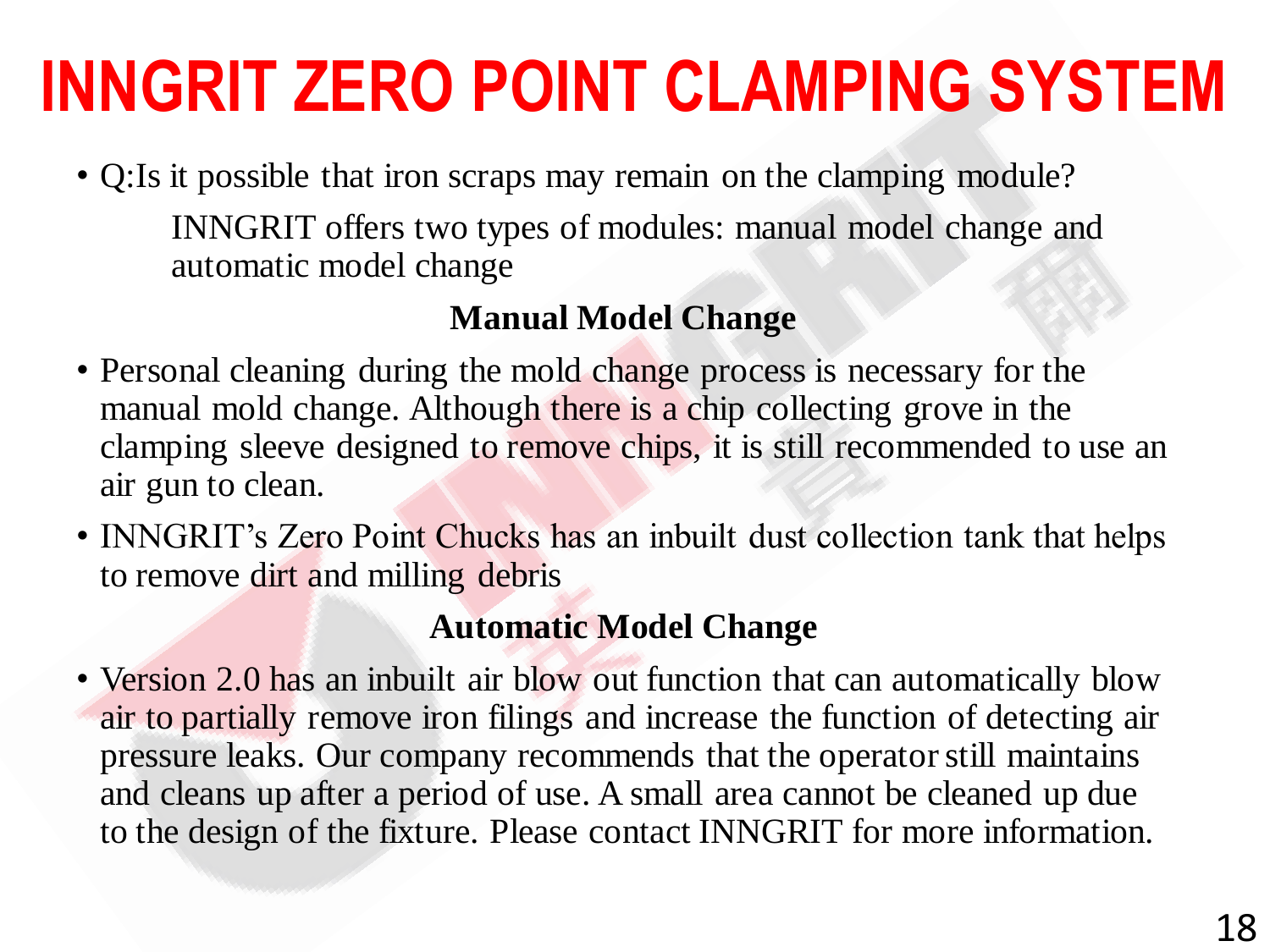# INNGRIT ZERO POINT CLAMPING SYSTEM

- Q:Is it possible that iron scraps may remain on the clamping module?

  INNGRIT offers two types of modules: manual model change and automatic model change

**Manual Model Change**

- Personal cleaning during the mold change process is necessary for the manual mold change. Although there is a chip collecting grove in the clamping sleeve designed to remove chips, it is still recommended to use an air gun to clean.
- INNGRIT's Zero Point Chucks has an inbuilt dust collection tank that helps to remove dirt and milling debris

**Automatic Model Change**

- Version 2.0 has an inbuilt air blow out function that can automatically blow air to partially remove iron filings and increase the function of detecting air pressure leaks. Our company recommends that the operator still maintains and cleans up after a period of use. A small area cannot be cleaned up due to the design of the fixture. Please contact INNGRIT for more information.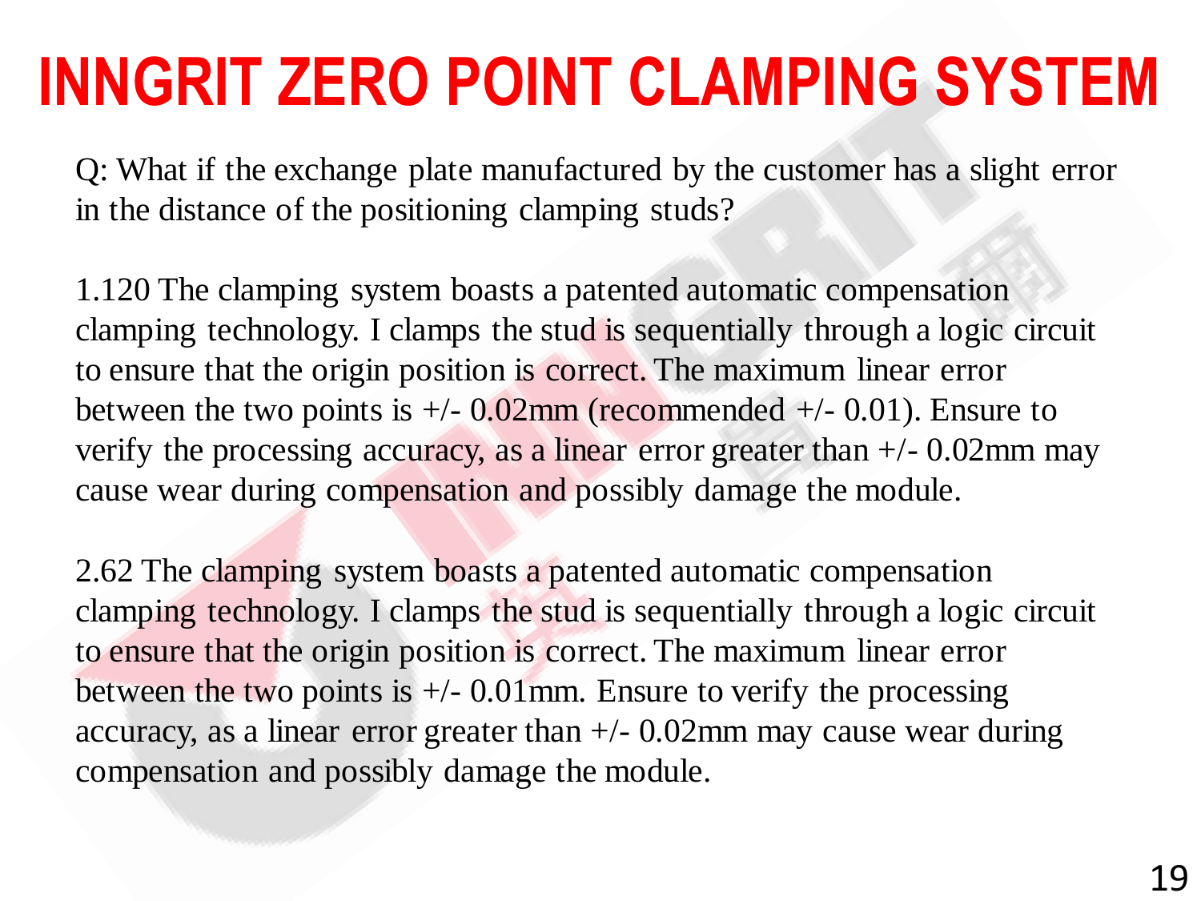# INNGRIT ZERO POINT CLAMPING SYSTEM

Q: What if the exchange plate manufactured by the customer has a slight error in the distance of the positioning clamping studs?

1.120 The clamping system boasts a patented automatic compensation clamping technology. I clamps the stud is sequentially through a logic circuit to ensure that the origin position is correct. The maximum linear error between the two points is +/- 0.02mm (recommended +/- 0.01). Ensure to verify the processing accuracy, as a linear error greater than +/- 0.02mm may cause wear during compensation and possibly damage the module.

2.62 The clamping system boasts a patented automatic compensation clamping technology. I clamps the stud is sequentially through a logic circuit to ensure that the origin position is correct. The maximum linear error between the two points is +/- 0.01mm. Ensure to verify the processing accuracy, as a linear error greater than +/- 0.02mm may cause wear during compensation and possibly damage the module.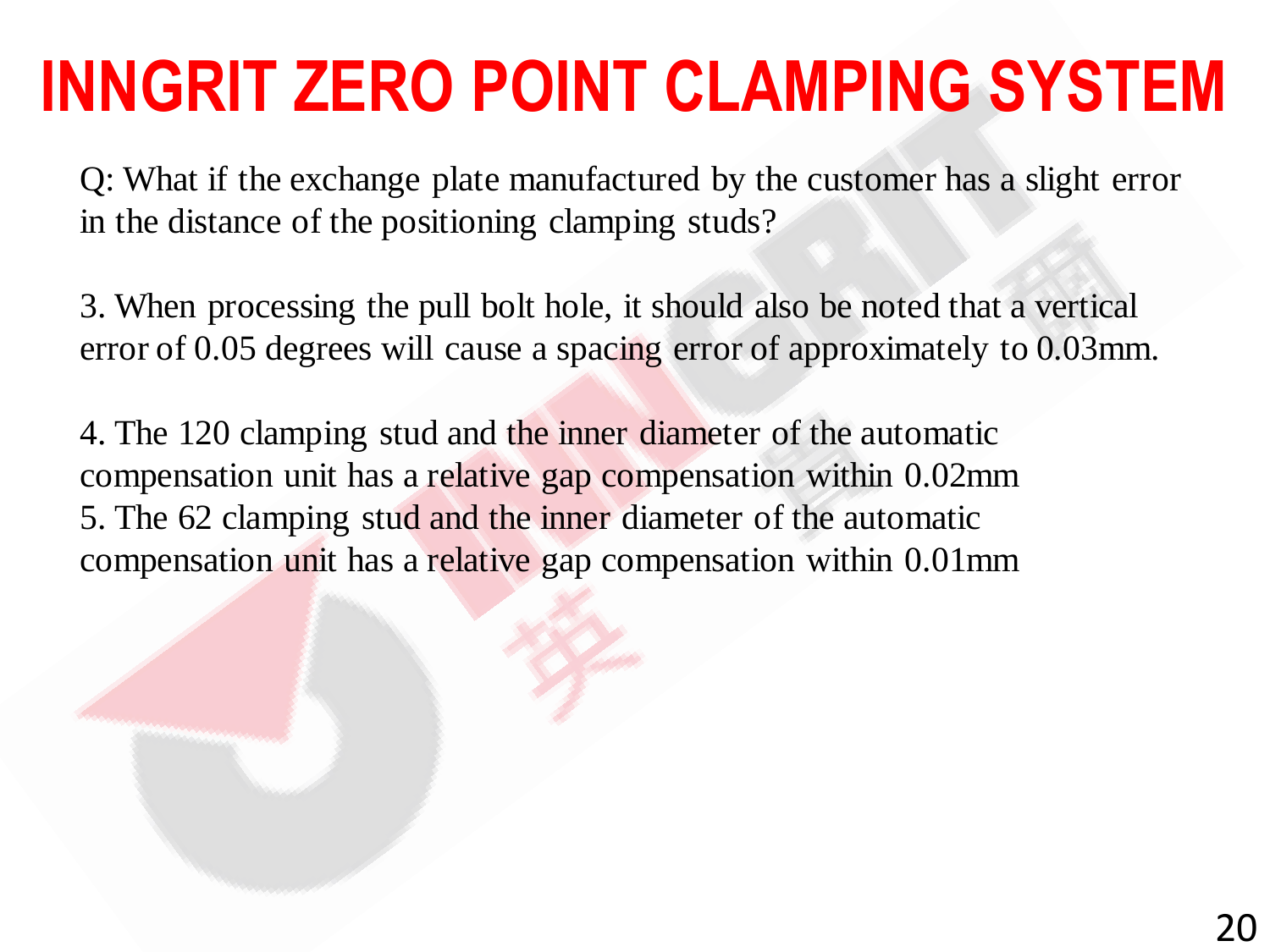# INNGRIT ZERO POINT CLAMPING SYSTEM

Q: What if the exchange plate manufactured by the customer has a slight error in the distance of the positioning clamping studs?

3. When processing the pull bolt hole, it should also be noted that a vertical error of 0.05 degrees will cause a spacing error of approximately to 0.03mm.

4. The 120 clamping stud and the inner diameter of the automatic compensation unit has a relative gap compensation within 0.02mm

5. The 62 clamping stud and the inner diameter of the automatic compensation unit has a relative gap compensation within 0.01mm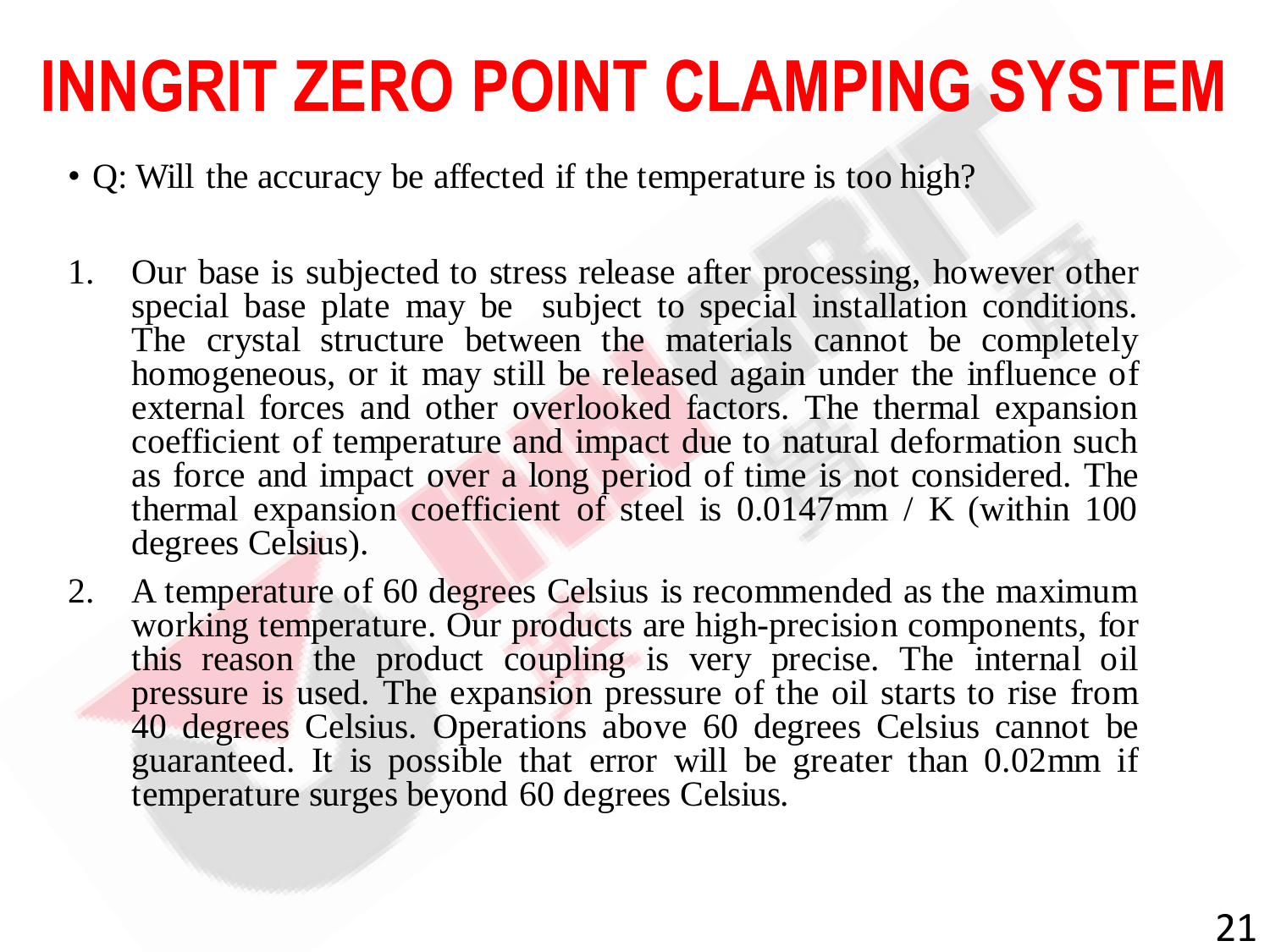# INNGRIT ZERO POINT CLAMPING SYSTEM

- Q: Will the accuracy be affected if the temperature is too high?

1. Our base is subjected to stress release after processing, however other special base plate may be subject to special installation conditions. The crystal structure between the materials cannot be completely homogeneous, or it may still be released again under the influence of external forces and other overlooked factors. The thermal expansion coefficient of temperature and impact due to natural deformation such as force and impact over a long period of time is not considered. The thermal expansion coefficient of steel is 0.0147mm / K (within 100 degrees Celsius).
2. A temperature of 60 degrees Celsius is recommended as the maximum working temperature. Our products are high-precision components, for this reason the product coupling is very precise. The internal oil pressure is used. The expansion pressure of the oil starts to rise from 40 degrees Celsius. Operations above 60 degrees Celsius cannot be guaranteed. It is possible that error will be greater than 0.02mm if temperature surges beyond 60 degrees Celsius.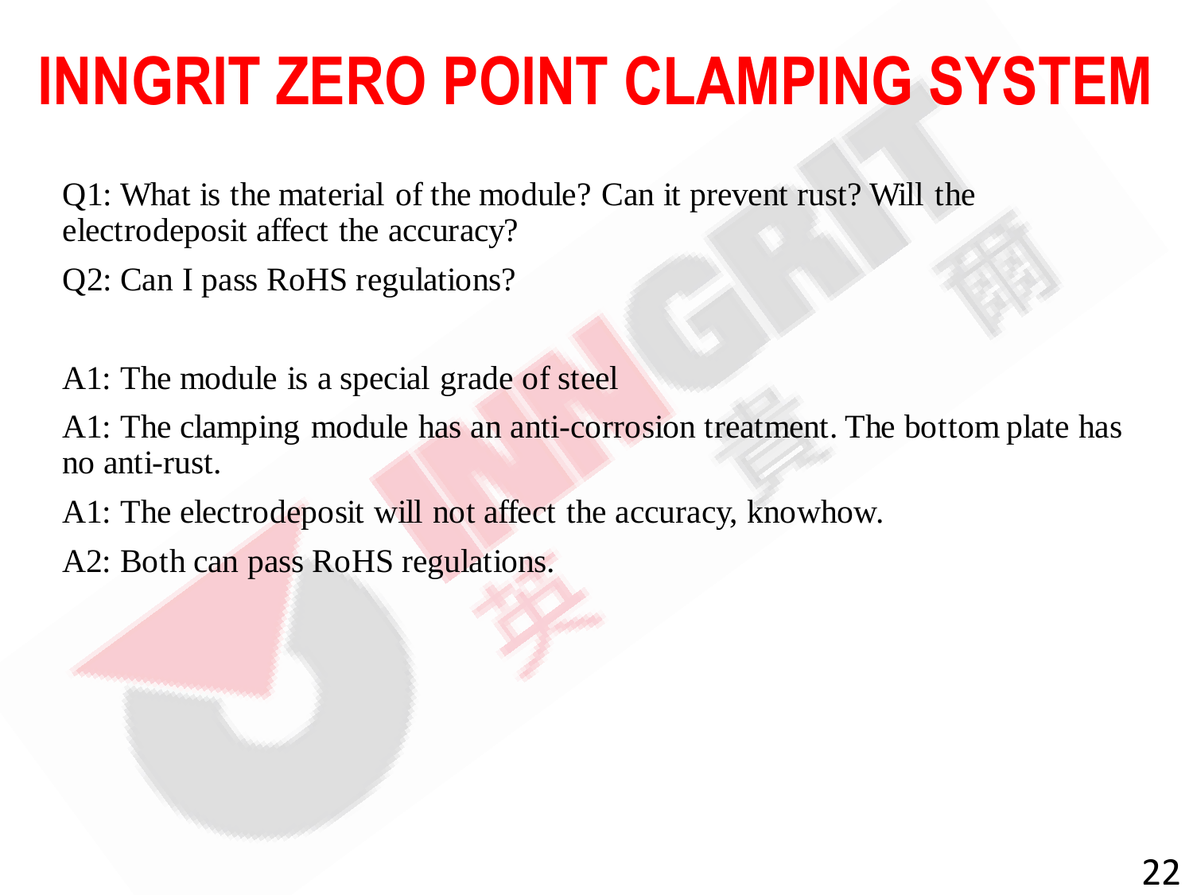# INNGRIT ZERO POINT CLAMPING SYSTEM

Q1: What is the material of the module? Can it prevent rust? Will the electrodeposit affect the accuracy?

Q2: Can I pass RoHS regulations?

A1: The module is a special grade of steel

A1: The clamping module has an anti-corrosion treatment. The bottom plate has no anti-rust.

A1: The electrodeposit will not affect the accuracy, knowhow.

A2: Both can pass RoHS regulations.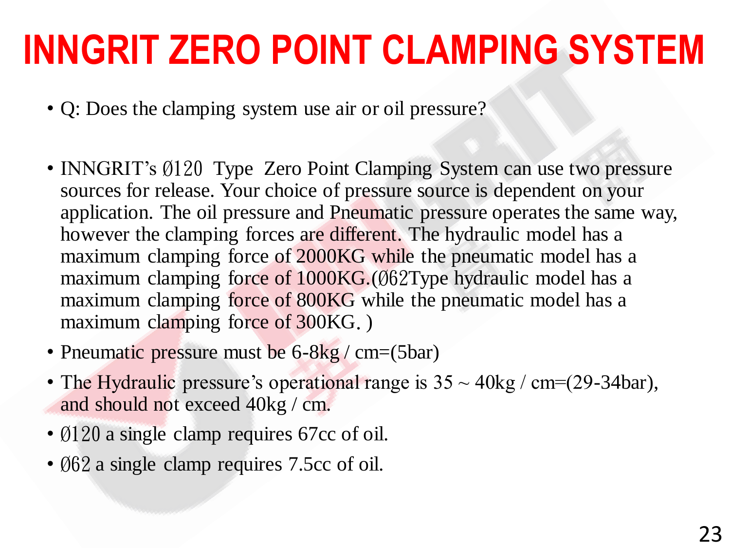# INNGRIT ZERO POINT CLAMPING SYSTEM

- Q: Does the clamping system use air or oil pressure?

- INNGRIT's Ø120 Type Zero Point Clamping System can use two pressure sources for release. Your choice of pressure source is dependent on your application. The oil pressure and Pneumatic pressure operates the same way, however the clamping forces are different. The hydraulic model has a maximum clamping force of 2000KG while the pneumatic model has a maximum clamping force of 1000KG.(Ø62Type hydraulic model has a maximum clamping force of 800KG while the pneumatic model has a maximum clamping force of 300KG. )
- Pneumatic pressure must be 6-8kg / cm=(5bar)
- The Hydraulic pressure's operational range is 35 ~ 40kg / cm=(29-34bar), and should not exceed 40kg / cm.
- Ø120 a single clamp requires 67cc of oil.
- Ø62 a single clamp requires 7.5cc of oil.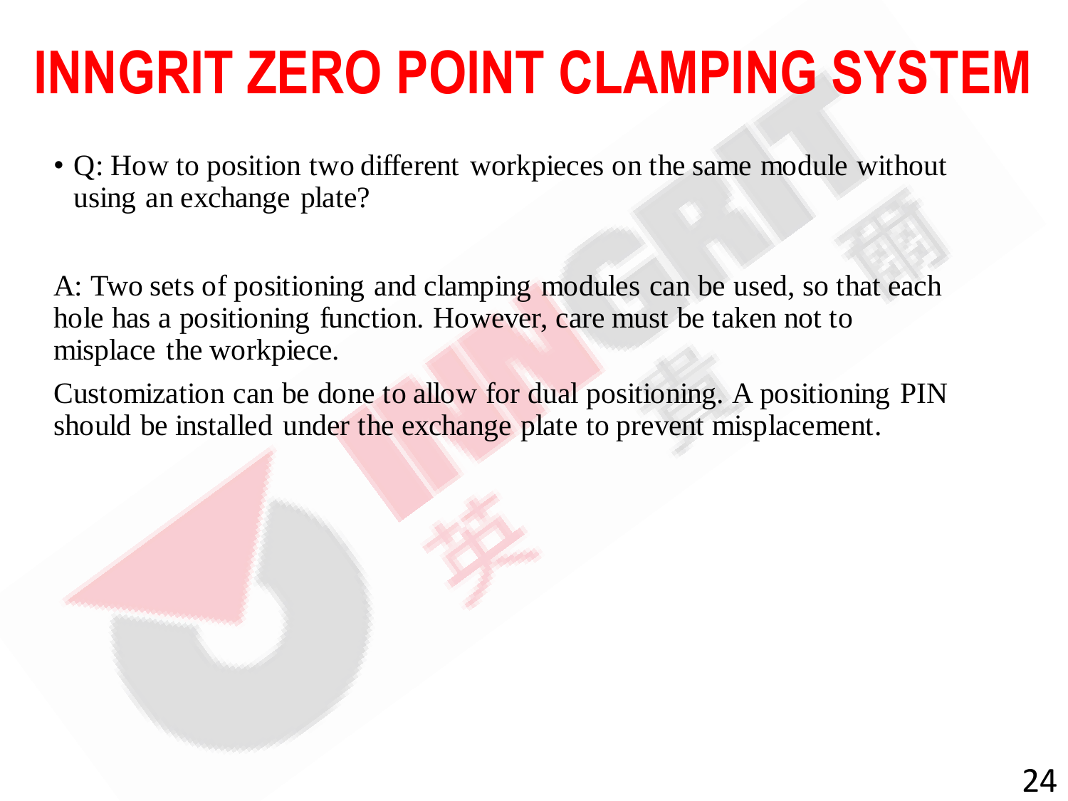# INNGRIT ZERO POINT CLAMPING SYSTEM

- Q: How to position two different workpieces on the same module without using an exchange plate?

A: Two sets of positioning and clamping modules can be used, so that each hole has a positioning function. However, care must be taken not to misplace the workpiece.

Customization can be done to allow for dual positioning. A positioning PIN should be installed under the exchange plate to prevent misplacement.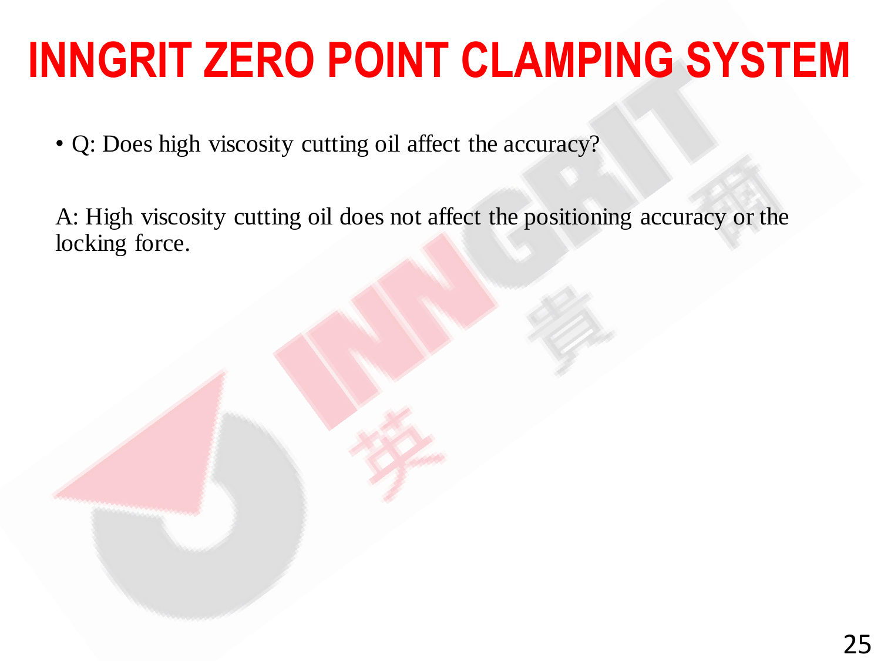# INNGRIT ZERO POINT CLAMPING SYSTEM

- Q: Does high viscosity cutting oil affect the accuracy?

A: High viscosity cutting oil does not affect the positioning accuracy or the locking force.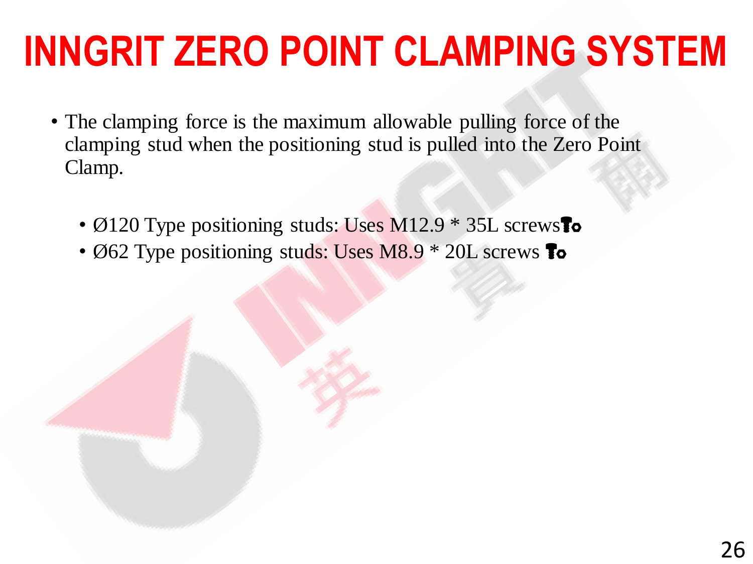# INNGRIT ZERO POINT CLAMPING SYSTEM

- The clamping force is the maximum allowable pulling force of the clamping stud when the positioning stud is pulled into the Zero Point Clamp.

  - Ø120 Type positioning studs: Uses M12.9 * 35L screws🔩
  - Ø62 Type positioning studs: Uses M8.9 * 20L screws 🔩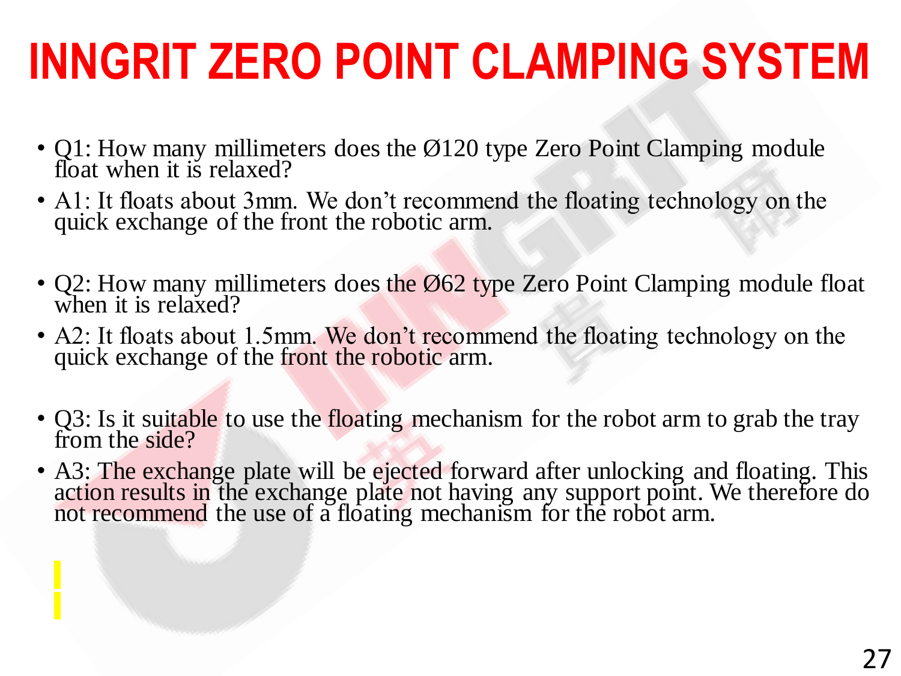# INNGRIT ZERO POINT CLAMPING SYSTEM

- Q1: How many millimeters does the Ø120 type Zero Point Clamping module float when it is relaxed?
- A1: It floats about 3mm. We don't recommend the floating technology on the quick exchange of the front the robotic arm.

- Q2: How many millimeters does the Ø62 type Zero Point Clamping module float when it is relaxed?
- A2: It floats about 1.5mm. We don't recommend the floating technology on the quick exchange of the front the robotic arm.

- Q3: Is it suitable to use the floating mechanism for the robot arm to grab the tray from the side?
- A3: The exchange plate will be ejected forward after unlocking and floating. This action results in the exchange plate not having any support point. We therefore do not recommend the use of a floating mechanism for the robot arm.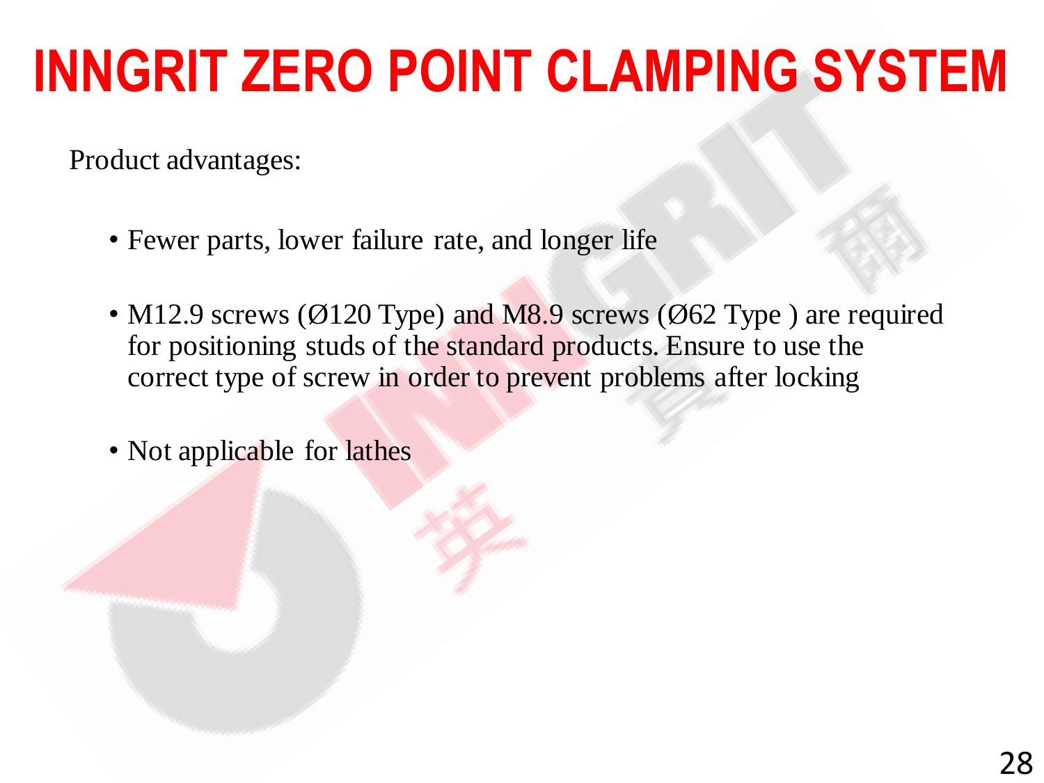# INNGRIT ZERO POINT CLAMPING SYSTEM

Product advantages:

- Fewer parts, lower failure rate, and longer life
- M12.9 screws (Ø120 Type) and M8.9 screws (Ø62 Type ) are required for positioning studs of the standard products. Ensure to use the correct type of screw in order to prevent problems after locking
- Not applicable for lathes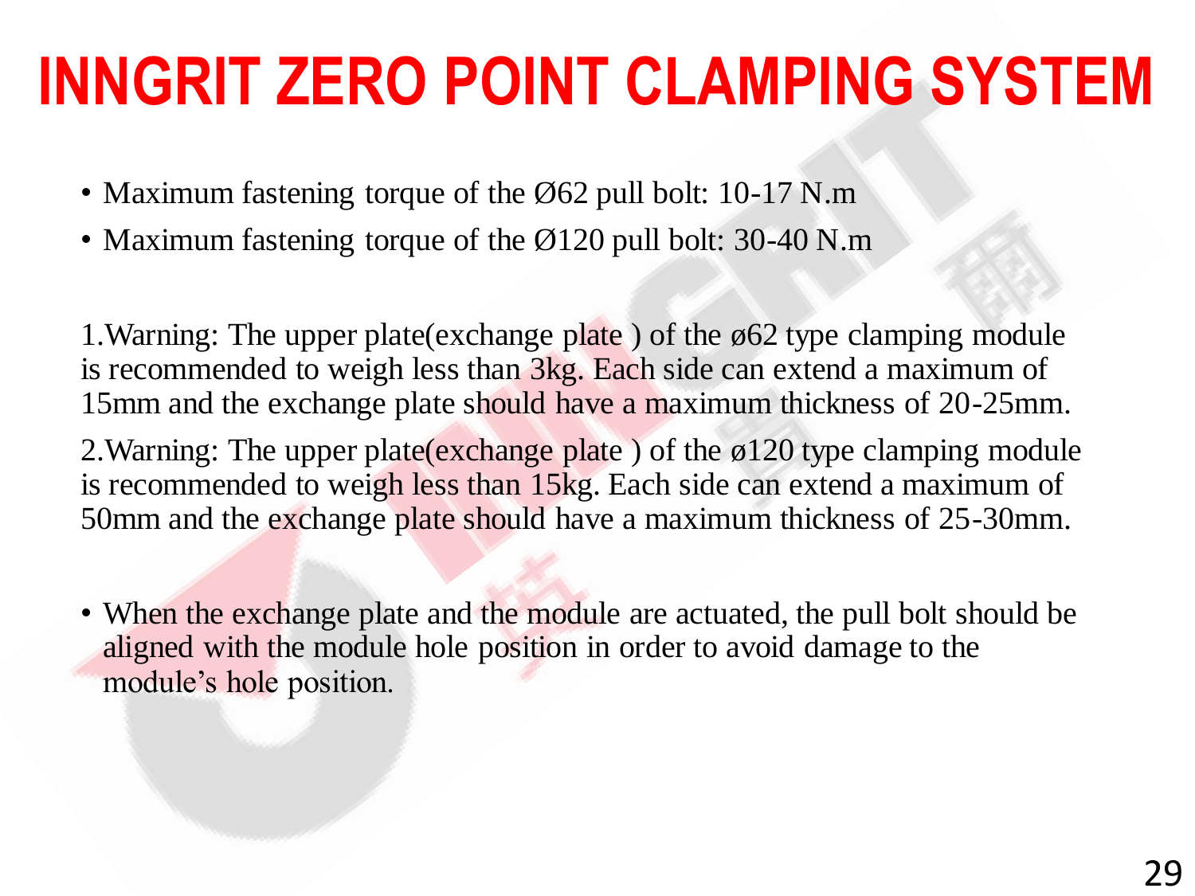# INNGRIT ZERO POINT CLAMPING SYSTEM

- Maximum fastening torque of the Ø62 pull bolt: 10-17 N.m
- Maximum fastening torque of the Ø120 pull bolt: 30-40 N.m

1.Warning: The upper plate(exchange plate ) of the ø62 type clamping module is recommended to weigh less than 3kg. Each side can extend a maximum of 15mm and the exchange plate should have a maximum thickness of 20-25mm.

2.Warning: The upper plate(exchange plate ) of the ø120 type clamping module is recommended to weigh less than 15kg. Each side can extend a maximum of 50mm and the exchange plate should have a maximum thickness of 25-30mm.

- When the exchange plate and the module are actuated, the pull bolt should be aligned with the module hole position in order to avoid damage to the module's hole position.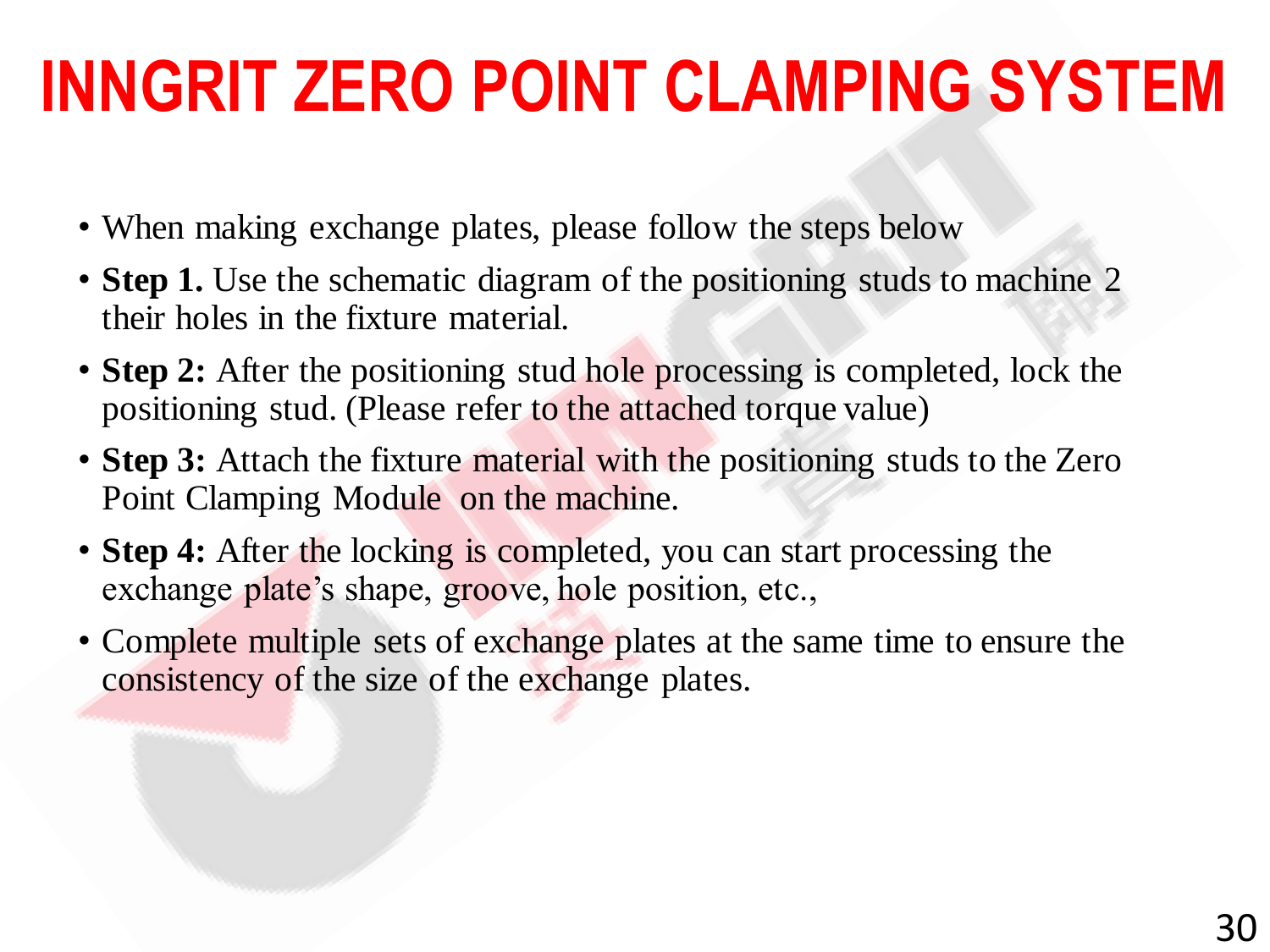# INNGRIT ZERO POINT CLAMPING SYSTEM

- When making exchange plates, please follow the steps below
- **Step 1.** Use the schematic diagram of the positioning studs to machine 2 their holes in the fixture material.
- **Step 2:** After the positioning stud hole processing is completed, lock the positioning stud. (Please refer to the attached torque value)
- **Step 3:** Attach the fixture material with the positioning studs to the Zero Point Clamping Module on the machine.
- **Step 4:** After the locking is completed, you can start processing the exchange plate's shape, groove, hole position, etc.,
- Complete multiple sets of exchange plates at the same time to ensure the consistency of the size of the exchange plates.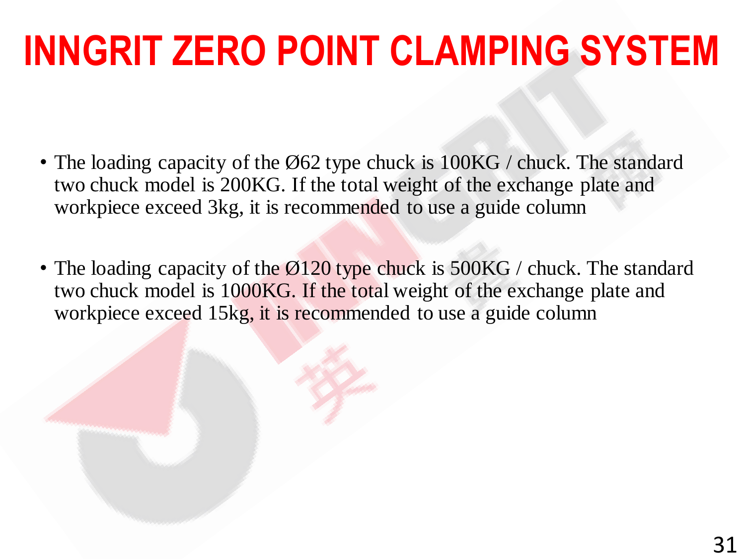# INNGRIT ZERO POINT CLAMPING SYSTEM

- The loading capacity of the Ø62 type chuck is 100KG / chuck. The standard two chuck model is 200KG. If the total weight of the exchange plate and workpiece exceed 3kg, it is recommended to use a guide column
- The loading capacity of the Ø120 type chuck is 500KG / chuck. The standard two chuck model is 1000KG. If the total weight of the exchange plate and workpiece exceed 15kg, it is recommended to use a guide column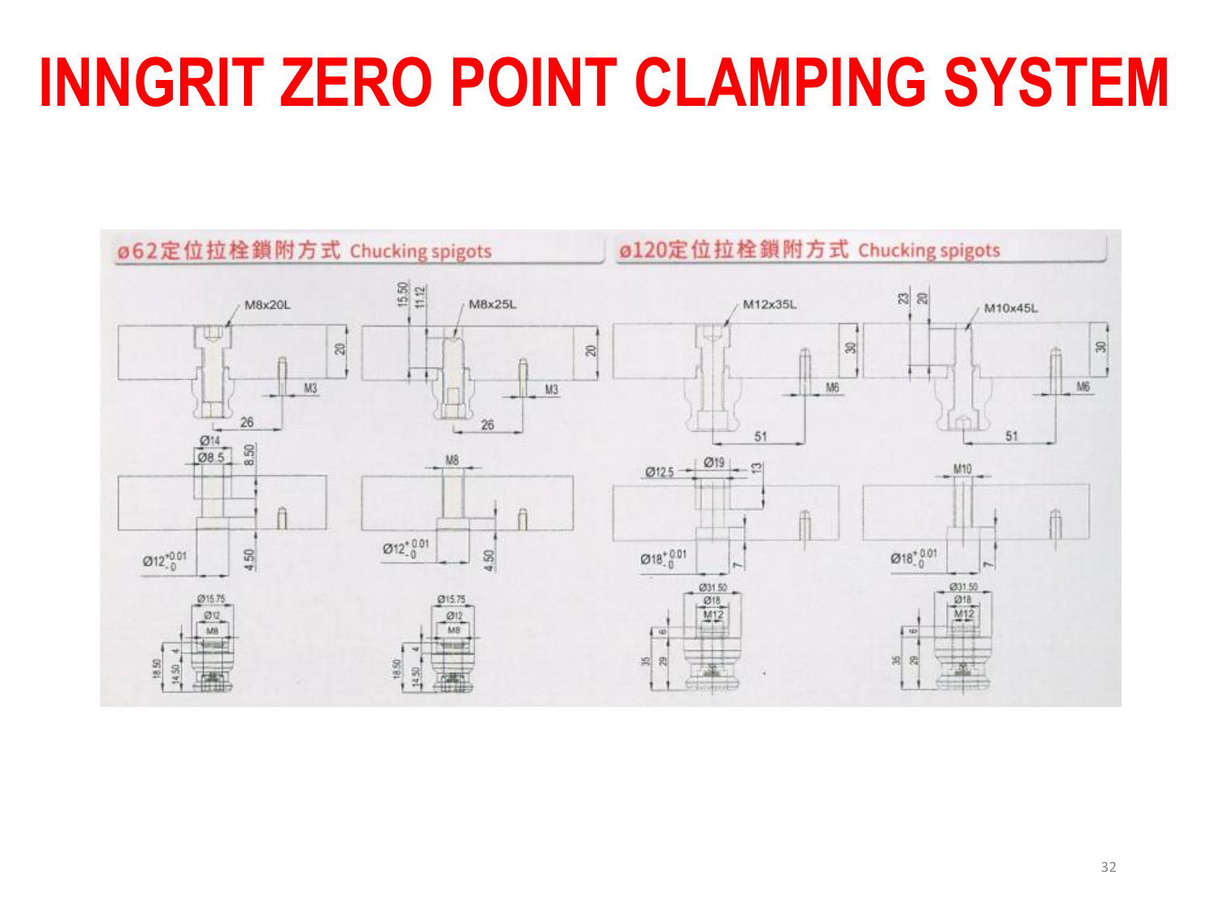# INNGRIT ZERO POINT CLAMPING SYSTEM

ø62定位拉栓鎖附方式 Chucking spigots

ø120定位拉栓鎖附方式 Chucking spigots

M8x20L

M8x25L

M12x35L

M10x45L

M3

M6

26

51

20

30

15.50

11.12

23

Ø14

Ø8.5

8.50

M8

Ø12.5

Ø19

13

M10

$Ø12^{+0.01}_{-0}$

4.50

$Ø18^{+0.01}_{-0}$

7

Ø15.75

Ø12

Ø31.50

Ø18

M12

18.50

14.50

4

35

29

6